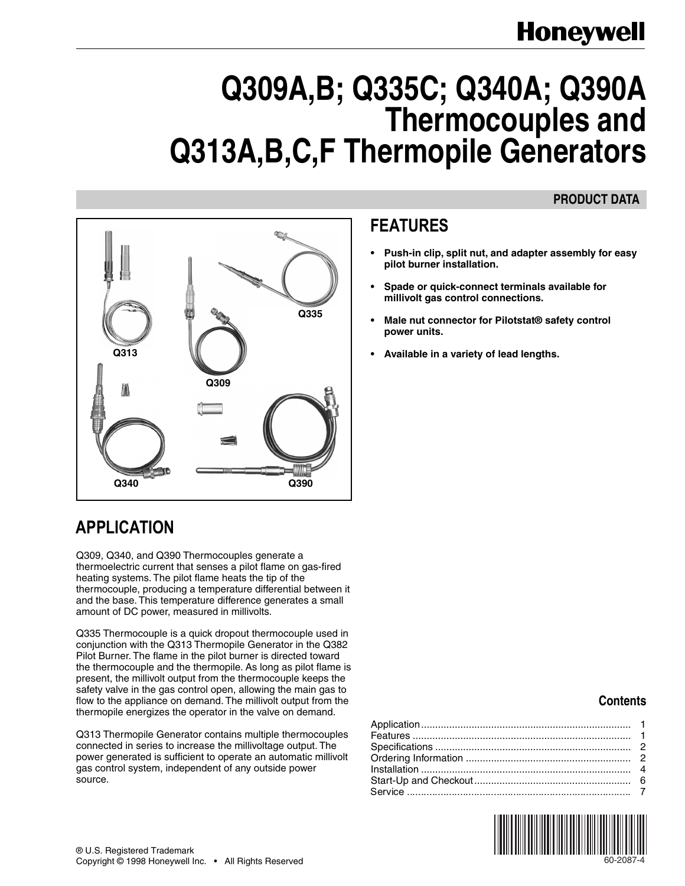Honeywell

# Q309A,B; Q335C; Q340A; Q390A Thermocouples and Q313A,B,C,F Thermopile Generators

PRODUCT DATA

## FEATURES

- **Push-in clip, split nut, and adapter assembly for easy pilot burner installation.**
- **Spade or quick-connect terminals available for millivolt gas control connections.**
- **Male nut connector for Pilotstat® safety control power units.**
- **Available in a variety of lead lengths.**

## APPLICATION

Q309, Q340, and Q390 Thermocouples generate a thermoelectric current that senses a pilot flame on gas-fired heating systems. The pilot flame heats the tip of the thermocouple, producing a temperature differential between it and the base. This temperature difference generates a small amount of DC power, measured in millivolts.

Q335 Thermocouple is a quick dropout thermocouple used in conjunction with the Q313 Thermopile Generator in the Q382 Pilot Burner. The flame in the pilot burner is directed toward the thermocouple and the thermopile. As long as pilot flame is present, the millivolt output from the thermocouple keeps the safety valve in the gas control open, allowing the main gas to flow to the appliance on demand. The millivolt output from the thermopile energizes the operator in the valve on demand.

Q313 Thermopile Generator contains multiple thermocouples connected in series to increase the millivoltage output. The power generated is sufficient to operate an automatic millivolt gas control system, independent of any outside power source.

### Contents

| | |
|---|---|
| Application | 1 |
| Features | 1 |
| Specifications | 2 |
| Ordering Information | 2 |
| Installation | 4 |
| Start-Up and Checkout | 6 |
| Service | 7 |

® U.S. Registered Trademark
Copyright © 1998 Honeywell Inc. • All Rights Reserved

60-2087-4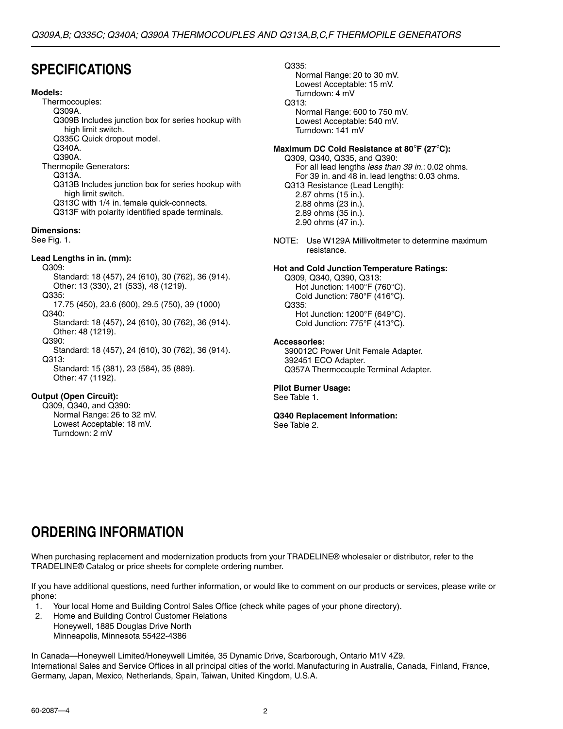## SPECIFICATIONS

**Models:**

Thermocouples:
- Q309A.
- Q309B Includes junction box for series hookup with high limit switch.
- Q335C Quick dropout model.
- Q340A.
- Q390A.

Thermopile Generators:
- Q313A.
- Q313B Includes junction box for series hookup with high limit switch.
- Q313C with 1/4 in. female quick-connects.
- Q313F with polarity identified spade terminals.

**Dimensions:**
See Fig. 1.

**Lead Lengths in in. (mm):**

Q309:
- Standard: 18 (457), 24 (610), 30 (762), 36 (914).
- Other: 13 (330), 21 (533), 48 (1219).

Q335:
- 17.75 (450), 23.6 (600), 29.5 (750), 39 (1000)

Q340:
- Standard: 18 (457), 24 (610), 30 (762), 36 (914).
- Other: 48 (1219).

Q390:
- Standard: 18 (457), 24 (610), 30 (762), 36 (914).

Q313:
- Standard: 15 (381), 23 (584), 35 (889).
- Other: 47 (1192).

**Output (Open Circuit):**

Q309, Q340, and Q390:
- Normal Range: 26 to 32 mV.
- Lowest Acceptable: 18 mV.
- Turndown: 2 mV

Q335:
- Normal Range: 20 to 30 mV.
- Lowest Acceptable: 15 mV.
- Turndown: 4 mV

Q313:
- Normal Range: 600 to 750 mV.
- Lowest Acceptable: 540 mV.
- Turndown: 141 mV

**Maximum DC Cold Resistance at 80°F (27°C):**

Q309, Q340, Q335, and Q390:
- For all lead lengths *less than 39 in.*: 0.02 ohms.
- For 39 in. and 48 in. lead lengths: 0.03 ohms.

Q313 Resistance (Lead Length):
- 2.87 ohms (15 in.).
- 2.88 ohms (23 in.).
- 2.89 ohms (35 in.).
- 2.90 ohms (47 in.).

NOTE: Use W129A Millivoltmeter to determine maximum resistance.

**Hot and Cold Junction Temperature Ratings:**

Q309, Q340, Q390, Q313:
- Hot Junction: 1400°F (760°C).
- Cold Junction: 780°F (416°C).

Q335:
- Hot Junction: 1200°F (649°C).
- Cold Junction: 775°F (413°C).

**Accessories:**
- 390012C Power Unit Female Adapter.
- 392451 ECO Adapter.
- Q357A Thermocouple Terminal Adapter.

**Pilot Burner Usage:**
See Table 1.

**Q340 Replacement Information:**
See Table 2.

## ORDERING INFORMATION

When purchasing replacement and modernization products from your TRADELINE® wholesaler or distributor, refer to the TRADELINE® Catalog or price sheets for complete ordering number.

If you have additional questions, need further information, or would like to comment on our products or services, please write or phone:

1. Your local Home and Building Control Sales Office (check white pages of your phone directory).
2. Home and Building Control Customer Relations
   Honeywell, 1885 Douglas Drive North
   Minneapolis, Minnesota 55422-4386

In Canada—Honeywell Limited/Honeywell Limitée, 35 Dynamic Drive, Scarborough, Ontario M1V 4Z9.
International Sales and Service Offices in all principal cities of the world. Manufacturing in Australia, Canada, Finland, France, Germany, Japan, Mexico, Netherlands, Spain, Taiwan, United Kingdom, U.S.A.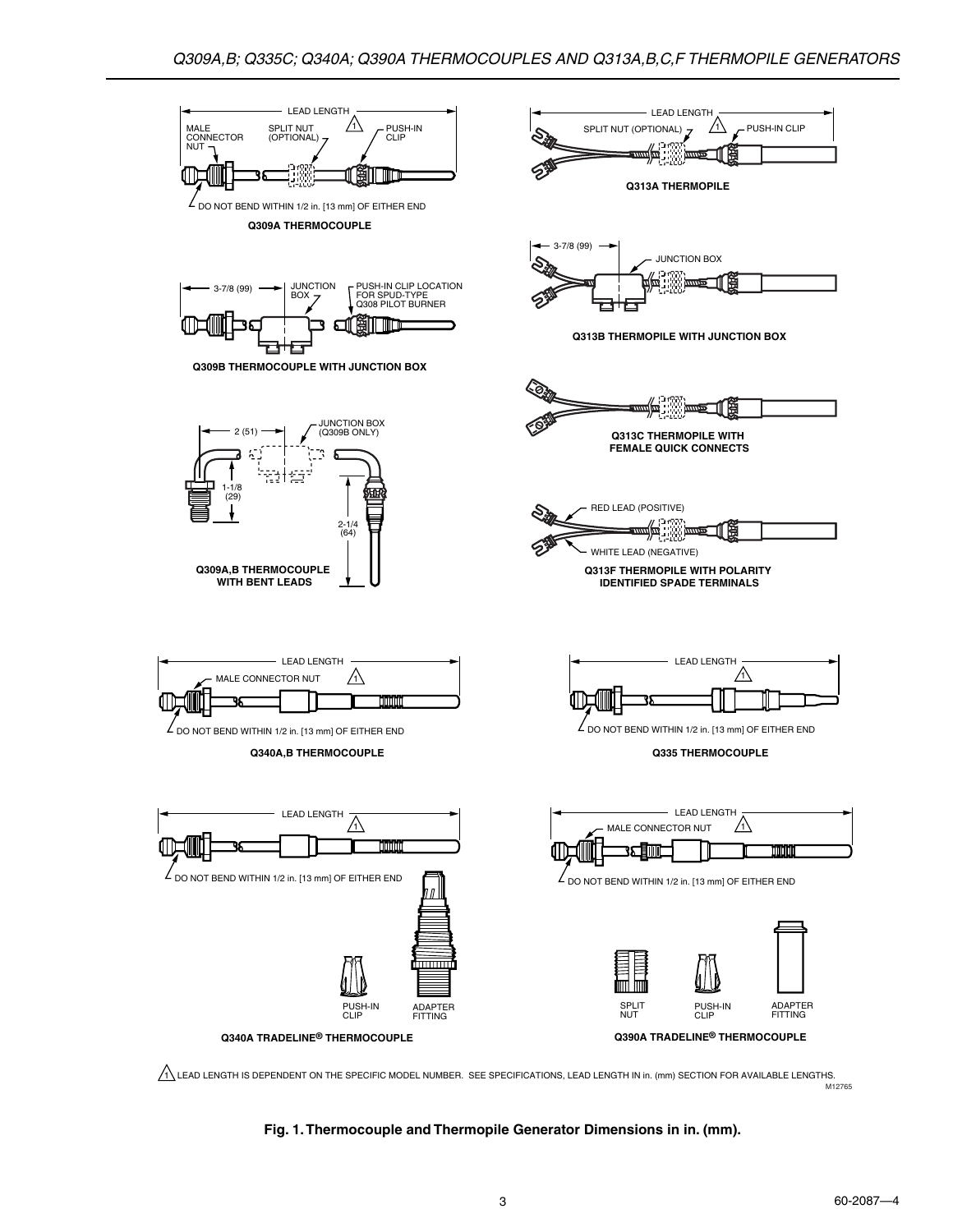LEAD LENGTH

MALE CONNECTOR NUT

SPLIT NUT (OPTIONAL)

PUSH-IN CLIP

DO NOT BEND WITHIN 1/2 in. [13 mm] OF EITHER END

**Q309A THERMOCOUPLE**

3-7/8 (99)

JUNCTION BOX

PUSH-IN CLIP LOCATION FOR SPUD-TYPE Q308 PILOT BURNER

**Q309B THERMOCOUPLE WITH JUNCTION BOX**

2 (51)

JUNCTION BOX (Q309B ONLY)

1-1/8 (29)

2-1/4 (64)

**Q309A,B THERMOCOUPLE WITH BENT LEADS**

LEAD LENGTH

SPLIT NUT (OPTIONAL)

PUSH-IN CLIP

**Q313A THERMOPILE**

3-7/8 (99)

JUNCTION BOX

**Q313B THERMOPILE WITH JUNCTION BOX**

**Q313C THERMOPILE WITH FEMALE QUICK CONNECTS**

RED LEAD (POSITIVE)

WHITE LEAD (NEGATIVE)

**Q313F THERMOPILE WITH POLARITY IDENTIFIED SPADE TERMINALS**

LEAD LENGTH

MALE CONNECTOR NUT

DO NOT BEND WITHIN 1/2 in. [13 mm] OF EITHER END

**Q340A,B THERMOCOUPLE**

LEAD LENGTH

DO NOT BEND WITHIN 1/2 in. [13 mm] OF EITHER END

**Q335 THERMOCOUPLE**

LEAD LENGTH

DO NOT BEND WITHIN 1/2 in. [13 mm] OF EITHER END

PUSH-IN CLIP

ADAPTER FITTING

**Q340A TRADELINE® THERMOCOUPLE**

LEAD LENGTH

MALE CONNECTOR NUT

DO NOT BEND WITHIN 1/2 in. [13 mm] OF EITHER END

SPLIT NUT

PUSH-IN CLIP

ADAPTER FITTING

**Q390A TRADELINE® THERMOCOUPLE**

[1] LEAD LENGTH IS DEPENDENT ON THE SPECIFIC MODEL NUMBER. SEE SPECIFICATIONS, LEAD LENGTH IN in. (mm) SECTION FOR AVAILABLE LENGTHS.

M12765

**Fig. 1. Thermocouple and Thermopile Generator Dimensions in in. (mm).**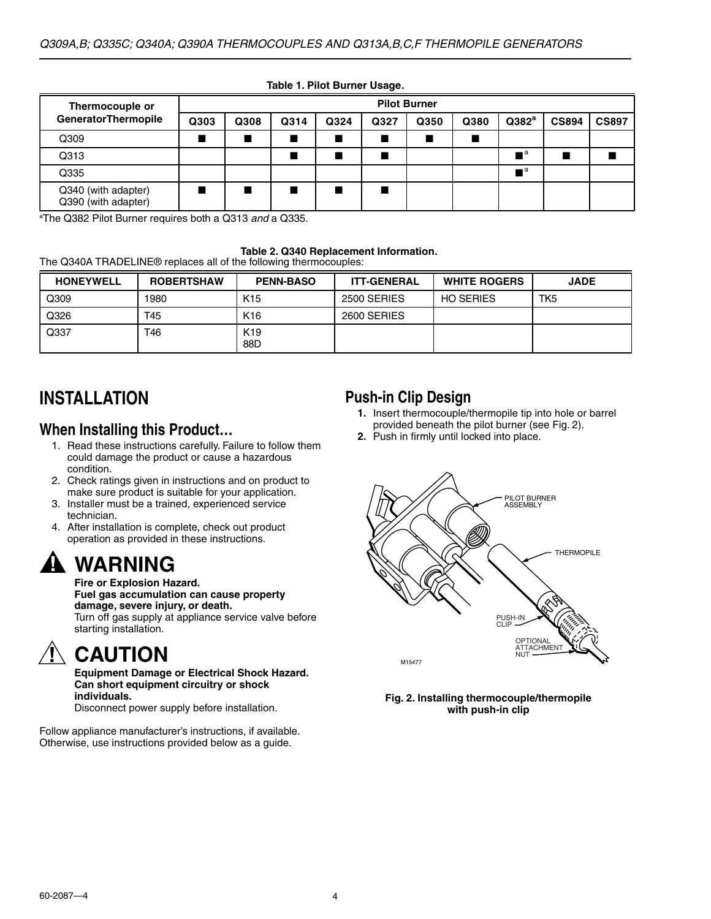**Table 1. Pilot Burner Usage.**

| Thermocouple or GeneratorThermopile | Pilot Burner | | | | | | | | | |
|---|---|---|---|---|---|---|---|---|---|---|
| | Q303 | Q308 | Q314 | Q324 | Q327 | Q350 | Q380 | Q382[a] | CS894 | CS897 |
| Q309 | ■ | ■ | ■ | ■ | ■ | ■ | ■ | | | |
| Q313 | | | ■ | ■ | ■ | | | ■[a] | ■ | ■ |
| Q335 | | | | | | | | ■[a] | | |
| Q340 (with adapter) Q390 (with adapter) | ■ | ■ | ■ | ■ | ■ | | | | | |

[a]The Q382 Pilot Burner requires both a Q313 *and* a Q335.

**Table 2. Q340 Replacement Information.**

The Q340A TRADELINE® replaces all of the following thermocouples:

| HONEYWELL | ROBERTSHAW | PENN-BASO | ITT-GENERAL | WHITE ROGERS | JADE |
|---|---|---|---|---|---|
| Q309 | 1980 | K15 | 2500 SERIES | HO SERIES | TK5 |
| Q326 | T45 | K16 | 2600 SERIES | | |
| Q337 | T46 | K19<br>88D | | | |

# INSTALLATION

## When Installing this Product…

1. Read these instructions carefully. Failure to follow them could damage the product or cause a hazardous condition.
2. Check ratings given in instructions and on product to make sure product is suitable for your application.
3. Installer must be a trained, experienced service technician.
4. After installation is complete, check out product operation as provided in these instructions.

## WARNING

**Fire or Explosion Hazard.**
**Fuel gas accumulation can cause property damage, severe injury, or death.**
Turn off gas supply at appliance service valve before starting installation.

## CAUTION

**Equipment Damage or Electrical Shock Hazard.**
**Can short equipment circuitry or shock individuals.**
Disconnect power supply before installation.

Follow appliance manufacturer's instructions, if available. Otherwise, use instructions provided below as a guide.

## Push-in Clip Design

1. Insert thermocouple/thermopile tip into hole or barrel provided beneath the pilot burner (see Fig. 2).
2. Push in firmly until locked into place.

PILOT BURNER ASSEMBLY

THERMOPILE

PUSH-IN CLIP

OPTIONAL ATTACHMENT NUT

M15477

**Fig. 2. Installing thermocouple/thermopile with push-in clip**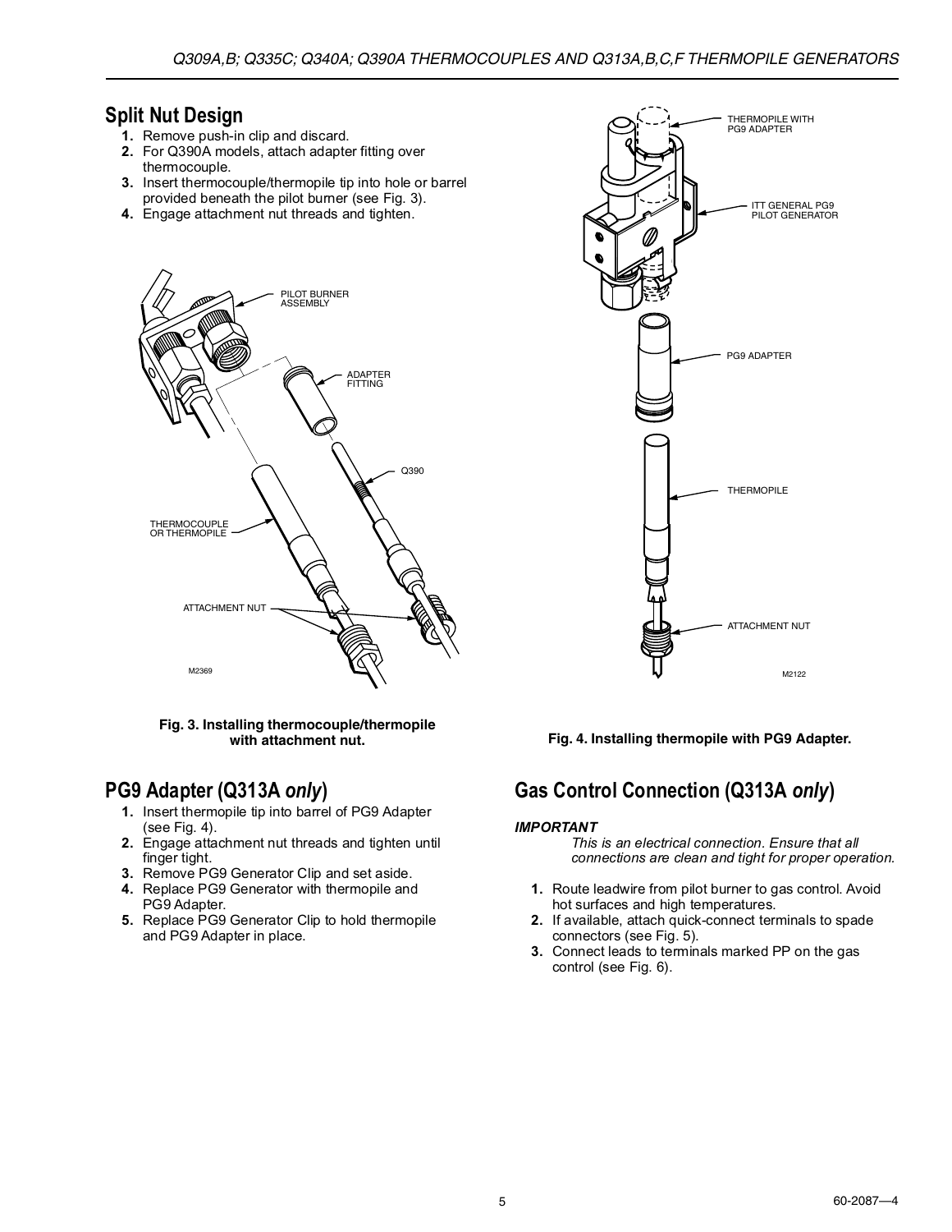## Split Nut Design

1. Remove push-in clip and discard.
2. For Q390A models, attach adapter fitting over thermocouple.
3. Insert thermocouple/thermopile tip into hole or barrel provided beneath the pilot burner (see Fig. 3).
4. Engage attachment nut threads and tighten.

**Fig. 3. Installing thermocouple/thermopile with attachment nut.**

**Fig. 4. Installing thermopile with PG9 Adapter.**

## PG9 Adapter (Q313A *only*)

1. Insert thermopile tip into barrel of PG9 Adapter (see Fig. 4).
2. Engage attachment nut threads and tighten until finger tight.
3. Remove PG9 Generator Clip and set aside.
4. Replace PG9 Generator with thermopile and PG9 Adapter.
5. Replace PG9 Generator Clip to hold thermopile and PG9 Adapter in place.

## Gas Control Connection (Q313A *only*)

***IMPORTANT***

*This is an electrical connection. Ensure that all connections are clean and tight for proper operation.*

1. Route leadwire from pilot burner to gas control. Avoid hot surfaces and high temperatures.
2. If available, attach quick-connect terminals to spade connectors (see Fig. 5).
3. Connect leads to terminals marked PP on the gas control (see Fig. 6).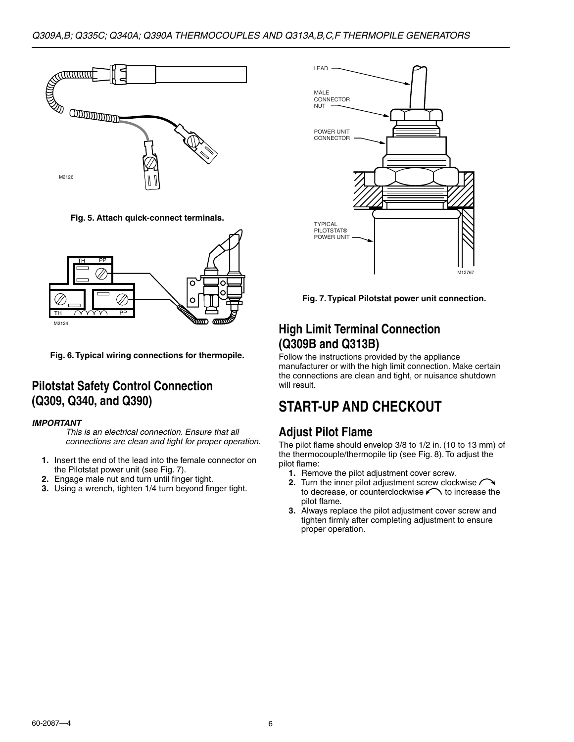Fig. 5. Attach quick-connect terminals.

Fig. 6. Typical wiring connections for thermopile.

## Pilotstat Safety Control Connection (Q309, Q340, and Q390)

***IMPORTANT***
*This is an electrical connection. Ensure that all connections are clean and tight for proper operation.*

1. Insert the end of the lead into the female connector on the Pilotstat power unit (see Fig. 7).
2. Engage male nut and turn until finger tight.
3. Using a wrench, tighten 1/4 turn beyond finger tight.

Fig. 7. Typical Pilotstat power unit connection.

## High Limit Terminal Connection (Q309B and Q313B)

Follow the instructions provided by the appliance manufacturer or with the high limit connection. Make certain the connections are clean and tight, or nuisance shutdown will result.

# START-UP AND CHECKOUT

## Adjust Pilot Flame

The pilot flame should envelop 3/8 to 1/2 in. (10 to 13 mm) of the thermocouple/thermopile tip (see Fig. 8). To adjust the pilot flame:

1. Remove the pilot adjustment cover screw.
2. Turn the inner pilot adjustment screw clockwise to decrease, or counterclockwise to increase the pilot flame.
3. Always replace the pilot adjustment cover screw and tighten firmly after completing adjustment to ensure proper operation.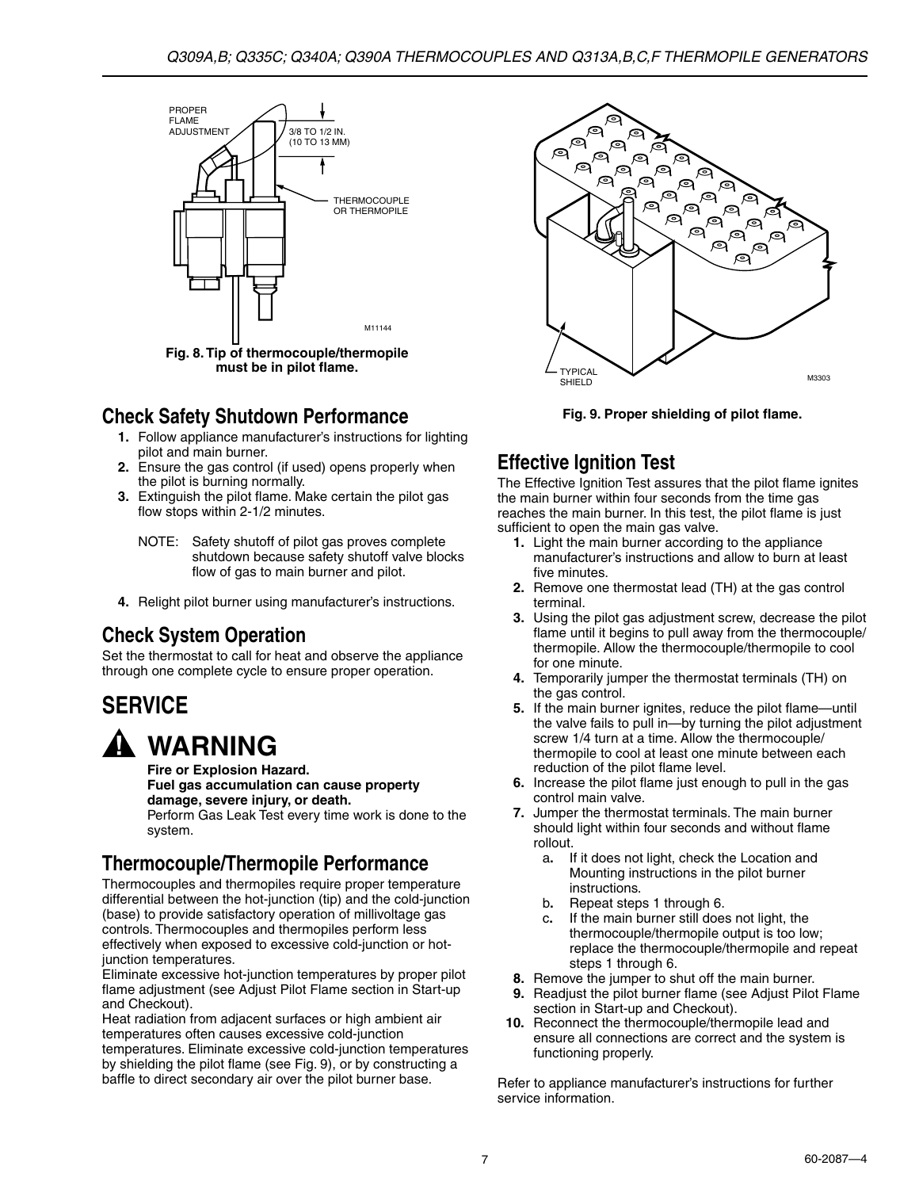Fig. 8. Tip of thermocouple/thermopile must be in pilot flame.

Fig. 9. Proper shielding of pilot flame.

## Check Safety Shutdown Performance

1. Follow appliance manufacturer's instructions for lighting pilot and main burner.
2. Ensure the gas control (if used) opens properly when the pilot is burning normally.
3. Extinguish the pilot flame. Make certain the pilot gas flow stops within 2-1/2 minutes.

   NOTE: Safety shutoff of pilot gas proves complete shutdown because safety shutoff valve blocks flow of gas to main burner and pilot.

4. Relight pilot burner using manufacturer's instructions.

## Check System Operation

Set the thermostat to call for heat and observe the appliance through one complete cycle to ensure proper operation.

# SERVICE

## WARNING

**Fire or Explosion Hazard.**
**Fuel gas accumulation can cause property damage, severe injury, or death.**
Perform Gas Leak Test every time work is done to the system.

## Thermocouple/Thermopile Performance

Thermocouples and thermopiles require proper temperature differential between the hot-junction (tip) and the cold-junction (base) to provide satisfactory operation of millivoltage gas controls. Thermocouples and thermopiles perform less effectively when exposed to excessive cold-junction or hot-junction temperatures.

Eliminate excessive hot-junction temperatures by proper pilot flame adjustment (see Adjust Pilot Flame section in Start-up and Checkout).

Heat radiation from adjacent surfaces or high ambient air temperatures often causes excessive cold-junction temperatures. Eliminate excessive cold-junction temperatures by shielding the pilot flame (see Fig. 9), or by constructing a baffle to direct secondary air over the pilot burner base.

## Effective Ignition Test

The Effective Ignition Test assures that the pilot flame ignites the main burner within four seconds from the time gas reaches the main burner. In this test, the pilot flame is just sufficient to open the main gas valve.

1. Light the main burner according to the appliance manufacturer's instructions and allow to burn at least five minutes.
2. Remove one thermostat lead (TH) at the gas control terminal.
3. Using the pilot gas adjustment screw, decrease the pilot flame until it begins to pull away from the thermocouple/thermopile. Allow the thermocouple/thermopile to cool for one minute.
4. Temporarily jumper the thermostat terminals (TH) on the gas control.
5. If the main burner ignites, reduce the pilot flame—until the valve fails to pull in—by turning the pilot adjustment screw 1/4 turn at a time. Allow the thermocouple/thermopile to cool at least one minute between each reduction of the pilot flame level.
6. Increase the pilot flame just enough to pull in the gas control main valve.
7. Jumper the thermostat terminals. The main burner should light within four seconds and without flame rollout.
   a. If it does not light, check the Location and Mounting instructions in the pilot burner instructions.
   b. Repeat steps 1 through 6.
   c. If the main burner still does not light, the thermocouple/thermopile output is too low; replace the thermocouple/thermopile and repeat steps 1 through 6.
8. Remove the jumper to shut off the main burner.
9. Readjust the pilot burner flame (see Adjust Pilot Flame section in Start-up and Checkout).
10. Reconnect the thermocouple/thermopile lead and ensure all connections are correct and the system is functioning properly.

Refer to appliance manufacturer's instructions for further service information.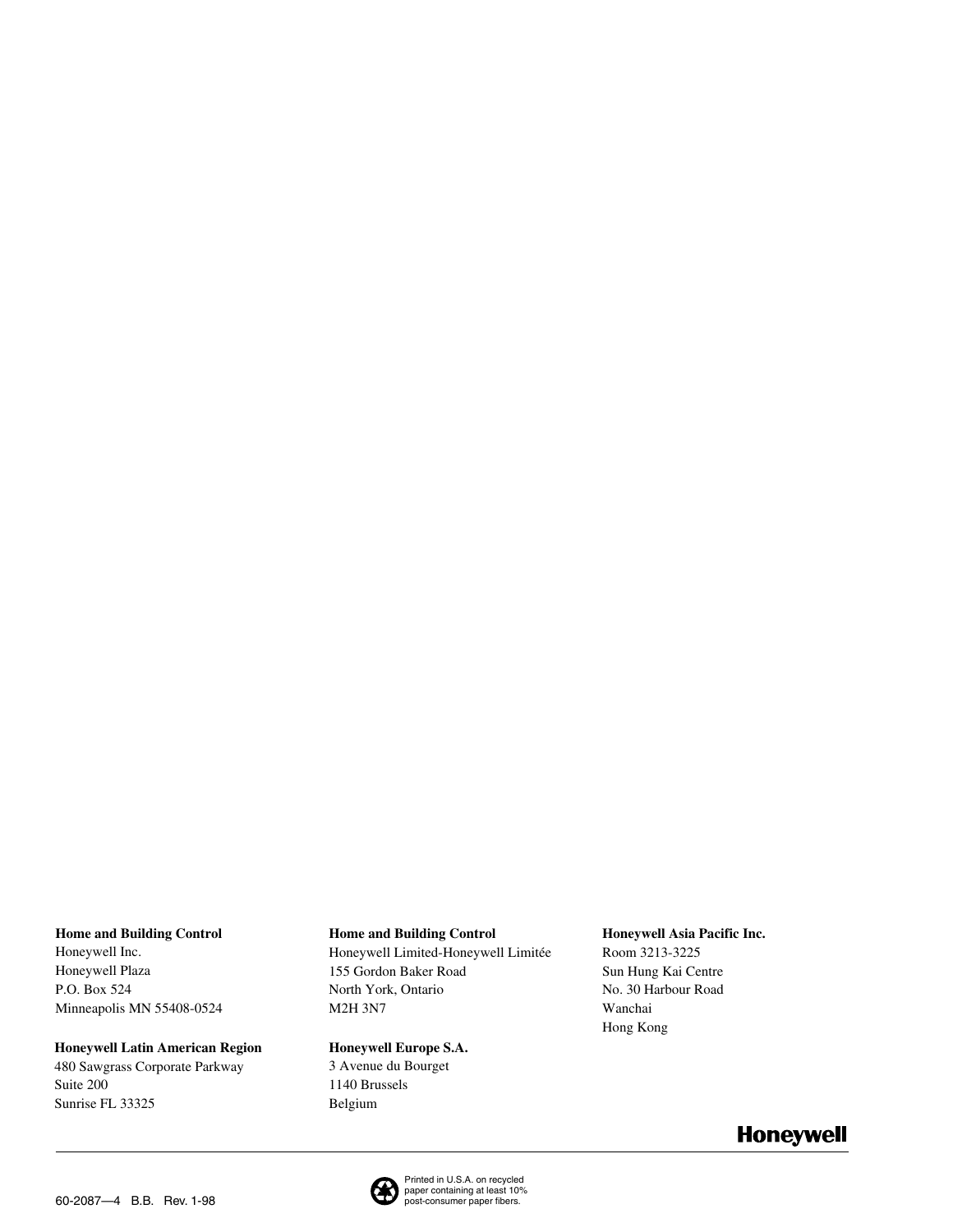**Home and Building Control**
Honeywell Inc.
Honeywell Plaza
P.O. Box 524
Minneapolis MN 55408-0524

**Honeywell Latin American Region**
480 Sawgrass Corporate Parkway
Suite 200
Sunrise FL 33325

**Home and Building Control**
Honeywell Limited-Honeywell Limitée
155 Gordon Baker Road
North York, Ontario
M2H 3N7

**Honeywell Europe S.A.**
3 Avenue du Bourget
1140 Brussels
Belgium

**Honeywell Asia Pacific Inc.**
Room 3213-3225
Sun Hung Kai Centre
No. 30 Harbour Road
Wanchai
Hong Kong

**Honeywell**

60-2087—4 B.B. Rev. 1-98

Printed in U.S.A. on recycled paper containing at least 10% post-consumer paper fibers.